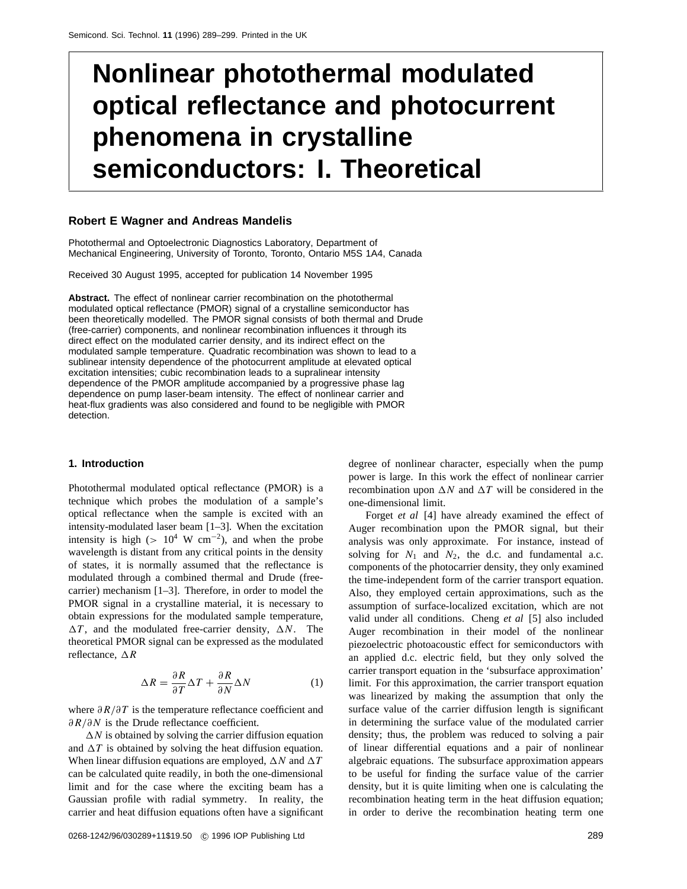# Nonlinear photothermal modulated optical reflectance and photocurrent phenomena in crystalline semiconductors: I. Theoretical

**Robert E Wagner and Andreas Mandelis**

Photothermal and Optoelectronic Diagnostics Laboratory, Department of Mechanical Engineering, University of Toronto, Toronto, Ontario M5S 1A4, Canada

Received 30 August 1995, accepted for publication 14 November 1995

**Abstract.** The effect of nonlinear carrier recombination on the photothermal modulated optical reflectance (PMOR) signal of a crystalline semiconductor has been theoretically modelled. The PMOR signal consists of both thermal and Drude (free-carrier) components, and nonlinear recombination influences it through its direct effect on the modulated carrier density, and its indirect effect on the modulated sample temperature. Quadratic recombination was shown to lead to a sublinear intensity dependence of the photocurrent amplitude at elevated optical excitation intensities; cubic recombination leads to a supralinear intensity dependence of the PMOR amplitude accompanied by a progressive phase lag dependence on pump laser-beam intensity. The effect of nonlinear carrier and heat-flux gradients was also considered and found to be negligible with PMOR detection.

## 1. Introduction

Photothermal modulated optical reflectance (PMOR) is a technique which probes the modulation of a sample's optical reflectance when the sample is excited with an intensity-modulated laser beam [1–3]. When the excitation intensity is high ($> 10^4$ W cm$^{-2}$), and when the probe wavelength is distant from any critical points in the density of states, it is normally assumed that the reflectance is modulated through a combined thermal and Drude (free-carrier) mechanism [1–3]. Therefore, in order to model the PMOR signal in a crystalline material, it is necessary to obtain expressions for the modulated sample temperature, $\Delta T$, and the modulated free-carrier density, $\Delta N$. The theoretical PMOR signal can be expressed as the modulated reflectance, $\Delta R$

$$\Delta R = \frac{\partial R}{\partial T}\Delta T + \frac{\partial R}{\partial N}\Delta N \tag{1}$$

where $\partial R/\partial T$ is the temperature reflectance coefficient and $\partial R/\partial N$ is the Drude reflectance coefficient.

$\Delta N$ is obtained by solving the carrier diffusion equation and $\Delta T$ is obtained by solving the heat diffusion equation. When linear diffusion equations are employed, $\Delta N$ and $\Delta T$ can be calculated quite readily, in both the one-dimensional limit and for the case where the exciting beam has a Gaussian profile with radial symmetry. In reality, the carrier and heat diffusion equations often have a significant degree of nonlinear character, especially when the pump power is large. In this work the effect of nonlinear carrier recombination upon $\Delta N$ and $\Delta T$ will be considered in the one-dimensional limit.

Forget *et al* [4] have already examined the effect of Auger recombination upon the PMOR signal, but their analysis was only approximate. For instance, instead of solving for $N_1$ and $N_2$, the d.c. and fundamental a.c. components of the photocarrier density, they only examined the time-independent form of the carrier transport equation. Also, they employed certain approximations, such as the assumption of surface-localized excitation, which are not valid under all conditions. Cheng *et al* [5] also included Auger recombination in their model of the nonlinear piezoelectric photoacoustic effect for semiconductors with an applied d.c. electric field, but they only solved the carrier transport equation in the 'subsurface approximation' limit. For this approximation, the carrier transport equation was linearized by making the assumption that only the surface value of the carrier diffusion length is significant in determining the surface value of the modulated carrier density; thus, the problem was reduced to solving a pair of linear differential equations and a pair of nonlinear algebraic equations. The subsurface approximation appears to be useful for finding the surface value of the carrier density, but it is quite limiting when one is calculating the recombination heating term in the heat diffusion equation; in order to derive the recombination heating term one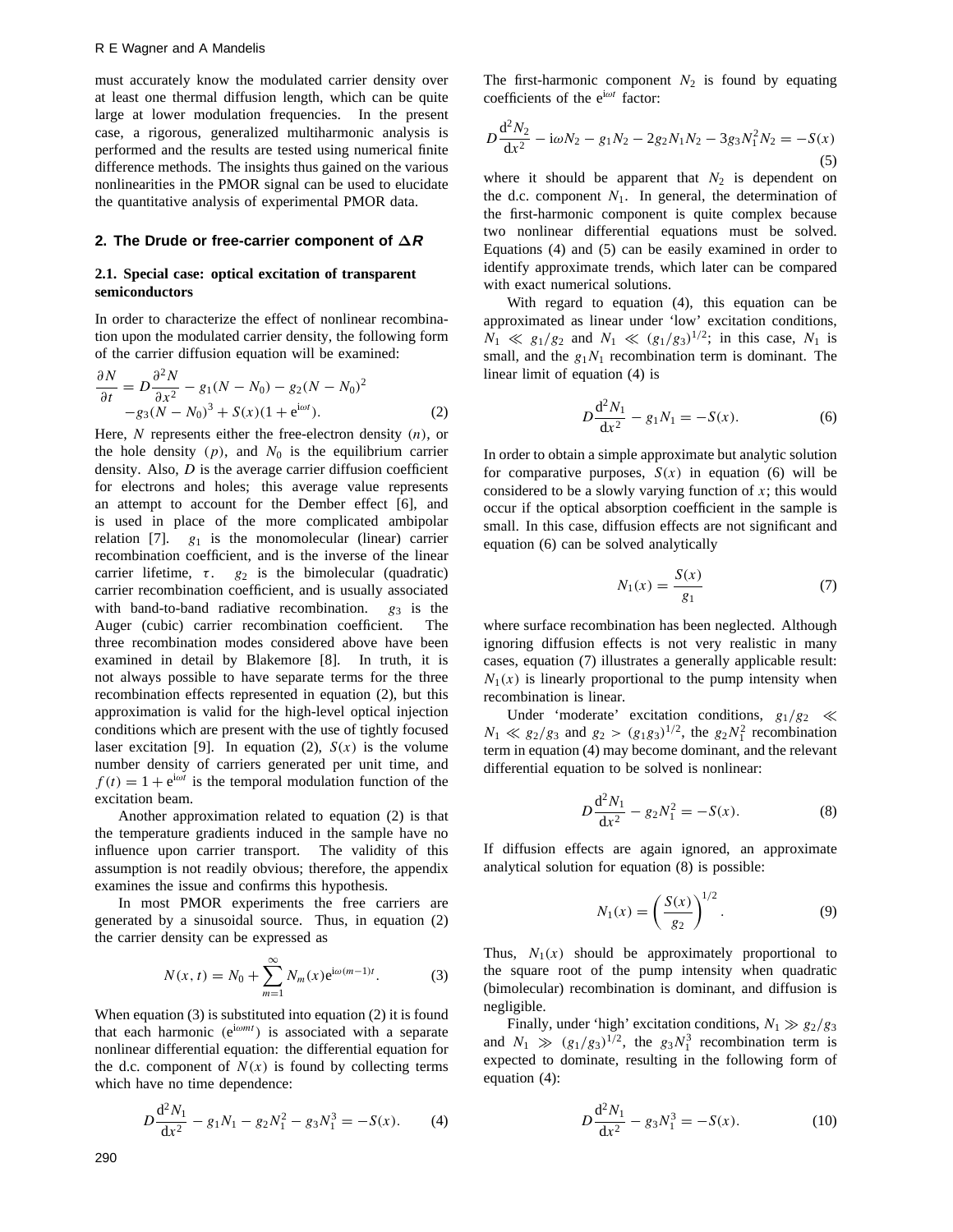must accurately know the modulated carrier density over at least one thermal diffusion length, which can be quite large at lower modulation frequencies. In the present case, a rigorous, generalized multiharmonic analysis is performed and the results are tested using numerical finite difference methods. The insights thus gained on the various nonlinearities in the PMOR signal can be used to elucidate the quantitative analysis of experimental PMOR data.

## 2. The Drude or free-carrier component of $\Delta R$

### 2.1. Special case: optical excitation of transparent semiconductors

In order to characterize the effect of nonlinear recombination upon the modulated carrier density, the following form of the carrier diffusion equation will be examined:

$$\frac{\partial N}{\partial t} = D\frac{\partial^2 N}{\partial x^2} - g_1(N - N_0) - g_2(N - N_0)^2 - g_3(N - N_0)^3 + S(x)(1 + e^{i\omega t}). \tag{2}$$

Here, $N$ represents either the free-electron density ($n$), or the hole density ($p$), and $N_0$ is the equilibrium carrier density. Also, $D$ is the average carrier diffusion coefficient for electrons and holes; this average value represents an attempt to account for the Dember effect [6], and is used in place of the more complicated ambipolar relation [7]. $g_1$ is the monomolecular (linear) carrier recombination coefficient, and is the inverse of the linear carrier lifetime, $\tau$. $g_2$ is the bimolecular (quadratic) carrier recombination coefficient, and is usually associated with band-to-band radiative recombination. $g_3$ is the Auger (cubic) carrier recombination coefficient. The three recombination modes considered above have been examined in detail by Blakemore [8]. In truth, it is not always possible to have separate terms for the three recombination effects represented in equation (2), but this approximation is valid for the high-level optical injection conditions which are present with the use of tightly focused laser excitation [9]. In equation (2), $S(x)$ is the volume number density of carriers generated per unit time, and $f(t) = 1 + e^{i\omega t}$ is the temporal modulation function of the excitation beam.

Another approximation related to equation (2) is that the temperature gradients induced in the sample have no influence upon carrier transport. The validity of this assumption is not readily obvious; therefore, the appendix examines the issue and confirms this hypothesis.

In most PMOR experiments the free carriers are generated by a sinusoidal source. Thus, in equation (2) the carrier density can be expressed as

$$N(x, t) = N_0 + \sum_{m=1}^{\infty} N_m(x) e^{i\omega(m-1)t}. \tag{3}$$

When equation (3) is substituted into equation (2) it is found that each harmonic ($e^{i\omega m t}$) is associated with a separate nonlinear differential equation: the differential equation for the d.c. component of $N(x)$ is found by collecting terms which have no time dependence:

$$D\frac{d^2 N_1}{dx^2} - g_1 N_1 - g_2 N_1^2 - g_3 N_1^3 = -S(x). \tag{4}$$

The first-harmonic component $N_2$ is found by equating coefficients of the $e^{i\omega t}$ factor:

$$D\frac{d^2 N_2}{dx^2} - i\omega N_2 - g_1 N_2 - 2g_2 N_1 N_2 - 3g_3 N_1^2 N_2 = -S(x) \tag{5}$$

where it should be apparent that $N_2$ is dependent on the d.c. component $N_1$. In general, the determination of the first-harmonic component is quite complex because two nonlinear differential equations must be solved. Equations (4) and (5) can be easily examined in order to identify approximate trends, which later can be compared with exact numerical solutions.

With regard to equation (4), this equation can be approximated as linear under 'low' excitation conditions, $N_1 \ll g_1/g_2$ and $N_1 \ll (g_1/g_3)^{1/2}$; in this case, $N_1$ is small, and the $g_1 N_1$ recombination term is dominant. The linear limit of equation (4) is

$$D\frac{d^2 N_1}{dx^2} - g_1 N_1 = -S(x). \tag{6}$$

In order to obtain a simple approximate but analytic solution for comparative purposes, $S(x)$ in equation (6) will be considered to be a slowly varying function of $x$; this would occur if the optical absorption coefficient in the sample is small. In this case, diffusion effects are not significant and equation (6) can be solved analytically

$$N_1(x) = \frac{S(x)}{g_1} \tag{7}$$

where surface recombination has been neglected. Although ignoring diffusion effects is not very realistic in many cases, equation (7) illustrates a generally applicable result: $N_1(x)$ is linearly proportional to the pump intensity when recombination is linear.

Under 'moderate' excitation conditions, $g_1/g_2 \ll N_1 \ll g_2/g_3$ and $g_2 > (g_1 g_3)^{1/2}$, the $g_2 N_1^2$ recombination term in equation (4) may become dominant, and the relevant differential equation to be solved is nonlinear:

$$D\frac{d^2 N_1}{dx^2} - g_2 N_1^2 = -S(x). \tag{8}$$

If diffusion effects are again ignored, an approximate analytical solution for equation (8) is possible:

$$N_1(x) = \left(\frac{S(x)}{g_2}\right)^{1/2}. \tag{9}$$

Thus, $N_1(x)$ should be approximately proportional to the square root of the pump intensity when quadratic (bimolecular) recombination is dominant, and diffusion is negligible.

Finally, under 'high' excitation conditions, $N_1 \gg g_2/g_3$ and $N_1 \gg (g_1/g_3)^{1/2}$, the $g_3 N_1^3$ recombination term is expected to dominate, resulting in the following form of equation (4):

$$D\frac{d^2 N_1}{dx^2} - g_3 N_1^3 = -S(x). \tag{10}$$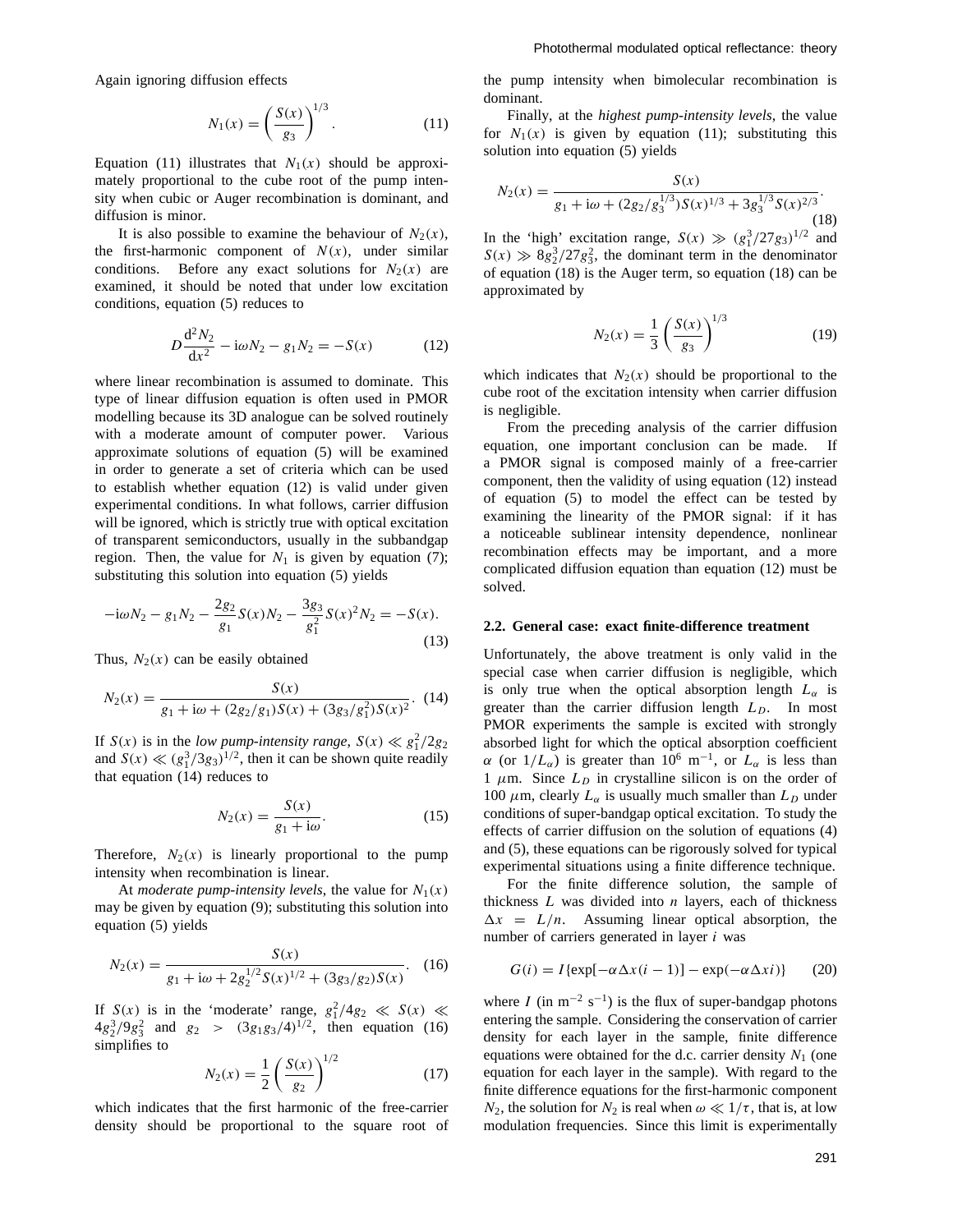Again ignoring diffusion effects

$$N_1(x) = \left(\frac{S(x)}{g_3}\right)^{1/3}. \tag{11}$$

Equation (11) illustrates that $N_1(x)$ should be approximately proportional to the cube root of the pump intensity when cubic or Auger recombination is dominant, and diffusion is minor.

It is also possible to examine the behaviour of $N_2(x)$, the first-harmonic component of $N(x)$, under similar conditions. Before any exact solutions for $N_2(x)$ are examined, it should be noted that under low excitation conditions, equation (5) reduces to

$$D\frac{\mathrm{d}^2 N_2}{\mathrm{d}x^2} - \mathrm{i}\omega N_2 - g_1 N_2 = -S(x) \tag{12}$$

where linear recombination is assumed to dominate. This type of linear diffusion equation is often used in PMOR modelling because its 3D analogue can be solved routinely with a moderate amount of computer power. Various approximate solutions of equation (5) will be examined in order to generate a set of criteria which can be used to establish whether equation (12) is valid under given experimental conditions. In what follows, carrier diffusion will be ignored, which is strictly true with optical excitation of transparent semiconductors, usually in the subbandgap region. Then, the value for $N_1$ is given by equation (7); substituting this solution into equation (5) yields

$$-\mathrm{i}\omega N_2 - g_1 N_2 - \frac{2g_2}{g_1}S(x)N_2 - \frac{3g_3}{g_1^2}S(x)^2 N_2 = -S(x). \tag{13}$$

Thus, $N_2(x)$ can be easily obtained

$$N_2(x) = \frac{S(x)}{g_1 + \mathrm{i}\omega + (2g_2/g_1)S(x) + (3g_3/g_1^2)S(x)^2}. \tag{14}$$

If $S(x)$ is in the *low pump-intensity range*, $S(x) \ll g_1^2/2g_2$ and $S(x) \ll (g_1^3/3g_3)^{1/2}$, then it can be shown quite readily that equation (14) reduces to

$$N_2(x) = \frac{S(x)}{g_1 + \mathrm{i}\omega}. \tag{15}$$

Therefore, $N_2(x)$ is linearly proportional to the pump intensity when recombination is linear.

At *moderate pump-intensity levels*, the value for $N_1(x)$ may be given by equation (9); substituting this solution into equation (5) yields

$$N_2(x) = \frac{S(x)}{g_1 + \mathrm{i}\omega + 2g_2^{1/2}S(x)^{1/2} + (3g_3/g_2)S(x)}. \tag{16}$$

If $S(x)$ is in the 'moderate' range, $g_1^2/4g_2 \ll S(x) \ll 4g_2^3/9g_3^2$ and $g_2 > (3g_1g_3/4)^{1/2}$, then equation (16) simplifies to

$$N_2(x) = \frac{1}{2}\left(\frac{S(x)}{g_2}\right)^{1/2} \tag{17}$$

which indicates that the first harmonic of the free-carrier density should be proportional to the square root of the pump intensity when bimolecular recombination is dominant.

Finally, at the *highest pump-intensity levels*, the value for $N_1(x)$ is given by equation (11); substituting this solution into equation (5) yields

$$N_2(x) = \frac{S(x)}{g_1 + \mathrm{i}\omega + (2g_2/g_3^{1/3})S(x)^{1/3} + 3g_3^{1/3}S(x)^{2/3}}. \tag{18}$$

In the 'high' excitation range, $S(x) \gg (g_1^3/27g_3)^{1/2}$ and $S(x) \gg 8g_2^3/27g_3^2$, the dominant term in the denominator of equation (18) is the Auger term, so equation (18) can be approximated by

$$N_2(x) = \frac{1}{3}\left(\frac{S(x)}{g_3}\right)^{1/3} \tag{19}$$

which indicates that $N_2(x)$ should be proportional to the cube root of the excitation intensity when carrier diffusion is negligible.

From the preceding analysis of the carrier diffusion equation, one important conclusion can be made. If a PMOR signal is composed mainly of a free-carrier component, then the validity of using equation (12) instead of equation (5) to model the effect can be tested by examining the linearity of the PMOR signal: if it has a noticeable sublinear intensity dependence, nonlinear recombination effects may be important, and a more complicated diffusion equation than equation (12) must be solved.

### 2.2. General case: exact finite-difference treatment

Unfortunately, the above treatment is only valid in the special case when carrier diffusion is negligible, which is only true when the optical absorption length $L_\alpha$ is greater than the carrier diffusion length $L_D$. In most PMOR experiments the sample is excited with strongly absorbed light for which the optical absorption coefficient $\alpha$ (or $1/L_\alpha$) is greater than $10^6$ m$^{-1}$, or $L_\alpha$ is less than 1 $\mu$m. Since $L_D$ in crystalline silicon is on the order of 100 $\mu$m, clearly $L_\alpha$ is usually much smaller than $L_D$ under conditions of super-bandgap optical excitation. To study the effects of carrier diffusion on the solution of equations (4) and (5), these equations can be rigorously solved for typical experimental situations using a finite difference technique.

For the finite difference solution, the sample of thickness $L$ was divided into $n$ layers, each of thickness $\Delta x = L/n$. Assuming linear optical absorption, the number of carriers generated in layer $i$ was

$$G(i) = I\{\exp[-\alpha\Delta x(i-1)] - \exp(-\alpha\Delta x i)\} \tag{20}$$

where $I$ (in m$^{-2}$ s$^{-1}$) is the flux of super-bandgap photons entering the sample. Considering the conservation of carrier density for each layer in the sample, finite difference equations were obtained for the d.c. carrier density $N_1$ (one equation for each layer in the sample). With regard to the finite difference equations for the first-harmonic component $N_2$, the solution for $N_2$ is real when $\omega \ll 1/\tau$, that is, at low modulation frequencies. Since this limit is experimentally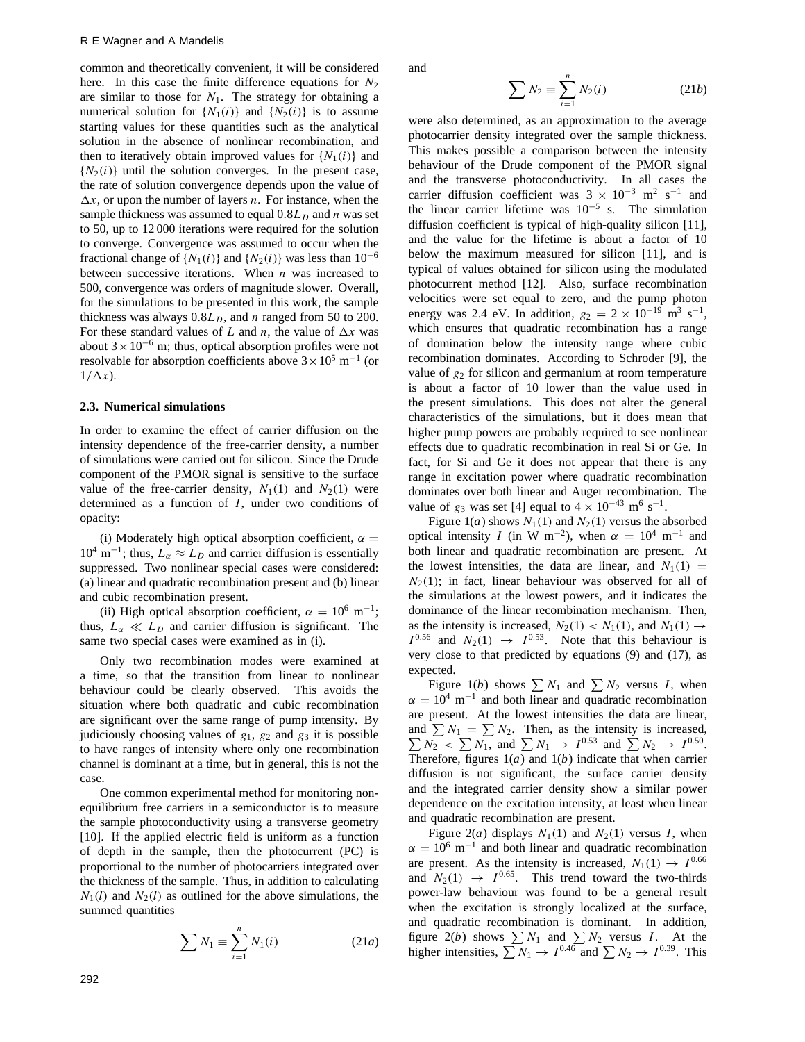common and theoretically convenient, it will be considered here. In this case the finite difference equations for $N_2$ are similar to those for $N_1$. The strategy for obtaining a numerical solution for $\{N_1(i)\}$ and $\{N_2(i)\}$ is to assume starting values for these quantities such as the analytical solution in the absence of nonlinear recombination, and then to iteratively obtain improved values for $\{N_1(i)\}$ and $\{N_2(i)\}$ until the solution converges. In the present case, the rate of solution convergence depends upon the value of $\Delta x$, or upon the number of layers $n$. For instance, when the sample thickness was assumed to equal $0.8L_D$ and $n$ was set to 50, up to 12 000 iterations were required for the solution to converge. Convergence was assumed to occur when the fractional change of $\{N_1(i)\}$ and $\{N_2(i)\}$ was less than $10^{-6}$ between successive iterations. When $n$ was increased to 500, convergence was orders of magnitude slower. Overall, for the simulations to be presented in this work, the sample thickness was always $0.8L_D$, and $n$ ranged from 50 to 200. For these standard values of $L$ and $n$, the value of $\Delta x$ was about $3 \times 10^{-6}$ m; thus, optical absorption profiles were not resolvable for absorption coefficients above $3 \times 10^5$ m$^{-1}$ (or $1/\Delta x$).

### 2.3. Numerical simulations

In order to examine the effect of carrier diffusion on the intensity dependence of the free-carrier density, a number of simulations were carried out for silicon. Since the Drude component of the PMOR signal is sensitive to the surface value of the free-carrier density, $N_1(1)$ and $N_2(1)$ were determined as a function of $I$, under two conditions of opacity:

(i) Moderately high optical absorption coefficient, $\alpha = 10^4$ m$^{-1}$; thus, $L_\alpha \approx L_D$ and carrier diffusion is essentially suppressed. Two nonlinear special cases were considered: (a) linear and quadratic recombination present and (b) linear and cubic recombination present.

(ii) High optical absorption coefficient, $\alpha = 10^6$ m$^{-1}$; thus, $L_\alpha \ll L_D$ and carrier diffusion is significant. The same two special cases were examined as in (i).

Only two recombination modes were examined at a time, so that the transition from linear to nonlinear behaviour could be clearly observed. This avoids the situation where both quadratic and cubic recombination are significant over the same range of pump intensity. By judiciously choosing values of $g_1$, $g_2$ and $g_3$ it is possible to have ranges of intensity where only one recombination channel is dominant at a time, but in general, this is not the case.

One common experimental method for monitoring non-equilibrium free carriers in a semiconductor is to measure the sample photoconductivity using a transverse geometry [10]. If the applied electric field is uniform as a function of depth in the sample, then the photocurrent (PC) is proportional to the number of photocarriers integrated over the thickness of the sample. Thus, in addition to calculating $N_1(l)$ and $N_2(l)$ as outlined for the above simulations, the summed quantities

$$\sum N_1 \equiv \sum_{i=1}^{n} N_1(i) \tag{21a}$$

and

$$\sum N_2 \equiv \sum_{i=1}^{n} N_2(i) \tag{21b}$$

were also determined, as an approximation to the average photocarrier density integrated over the sample thickness. This makes possible a comparison between the intensity behaviour of the Drude component of the PMOR signal and the transverse photoconductivity. In all cases the carrier diffusion coefficient was $3 \times 10^{-3}$ m$^2$ s$^{-1}$ and the linear carrier lifetime was $10^{-5}$ s. The simulation diffusion coefficient is typical of high-quality silicon [11], and the value for the lifetime is about a factor of 10 below the maximum measured for silicon [11], and is typical of values obtained for silicon using the modulated photocurrent method [12]. Also, surface recombination velocities were set equal to zero, and the pump photon energy was 2.4 eV. In addition, $g_2 = 2 \times 10^{-19}$ m$^3$ s$^{-1}$, which ensures that quadratic recombination has a range of domination below the intensity range where cubic recombination dominates. According to Schroder [9], the value of $g_2$ for silicon and germanium at room temperature is about a factor of 10 lower than the value used in the present simulations. This does not alter the general characteristics of the simulations, but it does mean that higher pump powers are probably required to see nonlinear effects due to quadratic recombination in real Si or Ge. In fact, for Si and Ge it does not appear that there is any range in excitation power where quadratic recombination dominates over both linear and Auger recombination. The value of $g_3$ was set [4] equal to $4 \times 10^{-43}$ m$^6$ s$^{-1}$.

Figure 1(*a*) shows $N_1(1)$ and $N_2(1)$ versus the absorbed optical intensity $I$ (in W m$^{-2}$), when $\alpha = 10^4$ m$^{-1}$ and both linear and quadratic recombination are present. At the lowest intensities, the data are linear, and $N_1(1) = N_2(1)$; in fact, linear behaviour was observed for all of the simulations at the lowest powers, and it indicates the dominance of the linear recombination mechanism. Then, as the intensity is increased, $N_2(1) < N_1(1)$, and $N_1(1) \rightarrow I^{0.56}$ and $N_2(1) \rightarrow I^{0.53}$. Note that this behaviour is very close to that predicted by equations (9) and (17), as expected.

Figure 1(*b*) shows $\sum N_1$ and $\sum N_2$ versus $I$, when $\alpha = 10^4$ m$^{-1}$ and both linear and quadratic recombination are present. At the lowest intensities the data are linear, and $\sum N_1 = \sum N_2$. Then, as the intensity is increased, $\sum N_2 < \sum N_1$, and $\sum N_1 \rightarrow I^{0.53}$ and $\sum N_2 \rightarrow I^{0.50}$. Therefore, figures 1(*a*) and 1(*b*) indicate that when carrier diffusion is not significant, the surface carrier density and the integrated carrier density show a similar power dependence on the excitation intensity, at least when linear and quadratic recombination are present.

Figure 2(*a*) displays $N_1(1)$ and $N_2(1)$ versus $I$, when $\alpha = 10^6$ m$^{-1}$ and both linear and quadratic recombination are present. As the intensity is increased, $N_1(1) \rightarrow I^{0.66}$ and $N_2(1) \rightarrow I^{0.65}$. This trend toward the two-thirds power-law behaviour was found to be a general result when the excitation is strongly localized at the surface, and quadratic recombination is dominant. In addition, figure 2(*b*) shows $\sum N_1$ and $\sum N_2$ versus $I$. At the higher intensities, $\sum N_1 \rightarrow I^{0.46}$ and $\sum N_2 \rightarrow I^{0.39}$. This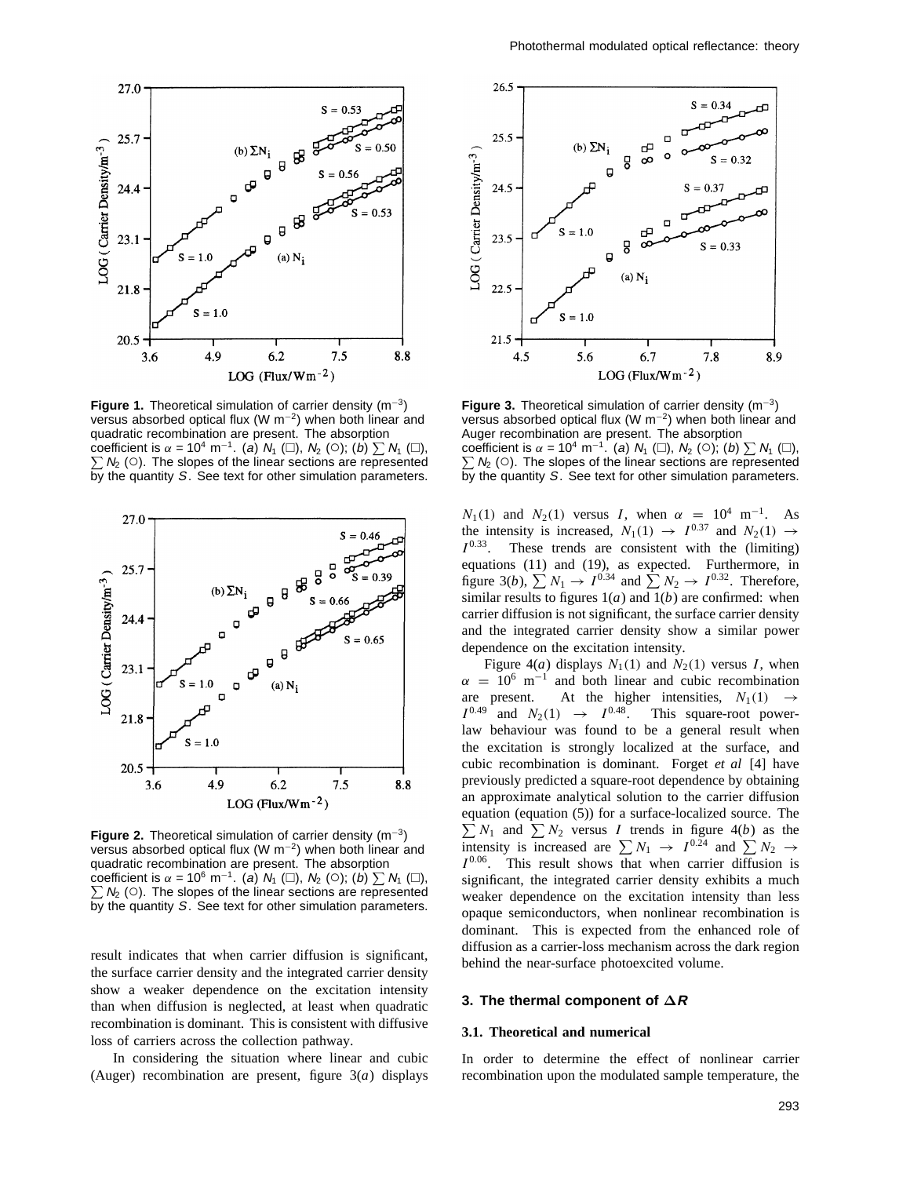**Figure 1.** Theoretical simulation of carrier density ($m^{-3}$) versus absorbed optical flux ($W\ m^{-2}$) when both linear and quadratic recombination are present. The absorption coefficient is $\alpha = 10^4\ m^{-1}$. (*a*) $N_1$ (□), $N_2$ (○); (*b*) $\sum N_1$ (□), $\sum N_2$ (○). The slopes of the linear sections are represented by the quantity $S$. See text for other simulation parameters.

**Figure 2.** Theoretical simulation of carrier density ($m^{-3}$) versus absorbed optical flux ($W\ m^{-2}$) when both linear and quadratic recombination are present. The absorption coefficient is $\alpha = 10^6\ m^{-1}$. (*a*) $N_1$ (□), $N_2$ (○); (*b*) $\sum N_1$ (□), $\sum N_2$ (○). The slopes of the linear sections are represented by the quantity $S$. See text for other simulation parameters.

result indicates that when carrier diffusion is significant, the surface carrier density and the integrated carrier density show a weaker dependence on the excitation intensity than when diffusion is neglected, at least when quadratic recombination is dominant. This is consistent with diffusive loss of carriers across the collection pathway.

In considering the situation where linear and cubic (Auger) recombination are present, figure 3(*a*) displays $N_1(1)$ and $N_2(1)$ versus $I$, when $\alpha = 10^4\ m^{-1}$. As the intensity is increased, $N_1(1) \rightarrow I^{0.37}$ and $N_2(1) \rightarrow I^{0.33}$. These trends are consistent with the (limiting) equations (11) and (19), as expected. Furthermore, in figure 3(*b*), $\sum N_1 \rightarrow I^{0.34}$ and $\sum N_2 \rightarrow I^{0.32}$. Therefore, similar results to figures 1(*a*) and 1(*b*) are confirmed: when carrier diffusion is not significant, the surface carrier density and the integrated carrier density show a similar power dependence on the excitation intensity.

**Figure 3.** Theoretical simulation of carrier density ($m^{-3}$) versus absorbed optical flux ($W\ m^{-2}$) when both linear and Auger recombination are present. The absorption coefficient is $\alpha = 10^4\ m^{-1}$. (*a*) $N_1$ (□), $N_2$ (○); (*b*) $\sum N_1$ (□), $\sum N_2$ (○). The slopes of the linear sections are represented by the quantity $S$. See text for other simulation parameters.

Figure 4(*a*) displays $N_1(1)$ and $N_2(1)$ versus $I$, when $\alpha = 10^6\ m^{-1}$ and both linear and cubic recombination are present. At the higher intensities, $N_1(1) \rightarrow I^{0.49}$ and $N_2(1) \rightarrow I^{0.48}$. This square-root power-law behaviour was found to be a general result when the excitation is strongly localized at the surface, and cubic recombination is dominant. Forget *et al* [4] have previously predicted a square-root dependence by obtaining an approximate analytical solution to the carrier diffusion equation (equation (5)) for a surface-localized source. The $\sum N_1$ and $\sum N_2$ versus $I$ trends in figure 4(*b*) as the intensity is increased are $\sum N_1 \rightarrow I^{0.24}$ and $\sum N_2 \rightarrow I^{0.06}$. This result shows that when carrier diffusion is significant, the integrated carrier density exhibits a much weaker dependence on the excitation intensity than less opaque semiconductors, when nonlinear recombination is dominant. This is expected from the enhanced role of diffusion as a carrier-loss mechanism across the dark region behind the near-surface photoexcited volume.

## 3. The thermal component of $\Delta R$

### 3.1. Theoretical and numerical

In order to determine the effect of nonlinear carrier recombination upon the modulated sample temperature, the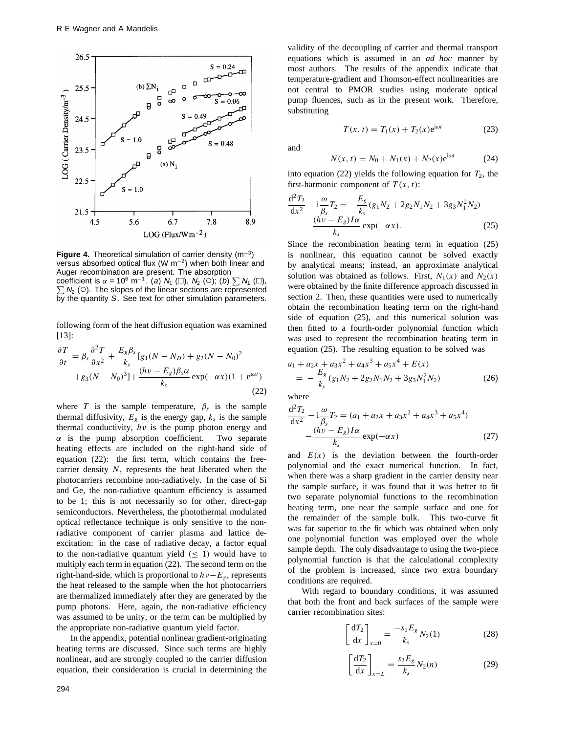**Figure 4.** Theoretical simulation of carrier density (m$^{-3}$) versus absorbed optical flux (W m$^{-2}$) when both linear and Auger recombination are present. The absorption coefficient is $\alpha = 10^6$ m$^{-1}$. (*a*) $N_1$ (□), $N_2$ (○); (*b*) $\sum N_1$ (□), $\sum N_2$ (○). The slopes of the linear sections are represented by the quantity $S$. See text for other simulation parameters.

following form of the heat diffusion equation was examined [13]:

$$\frac{\partial T}{\partial t} = \beta_s \frac{\partial^2 T}{\partial x^2} + \frac{E_g \beta_s}{k_s}[g_1(N - N_D) + g_2(N - N_0)^2 + g_3(N - N_0)^3] + \frac{(h\nu - E_g)\beta_s \alpha}{k_s} \exp(-\alpha x)(1 + \mathrm{e}^{\mathrm{i}\omega t}) \tag{22}$$

where $T$ is the sample temperature, $\beta_s$ is the sample thermal diffusivity, $E_g$ is the energy gap, $k_s$ is the sample thermal conductivity, $h\nu$ is the pump photon energy and $\alpha$ is the pump absorption coefficient. Two separate heating effects are included on the right-hand side of equation (22): the first term, which contains the free-carrier density $N$, represents the heat liberated when the photocarriers recombine non-radiatively. In the case of Si and Ge, the non-radiative quantum efficiency is assumed to be 1; this is not necessarily so for other, direct-gap semiconductors. Nevertheless, the photothermal modulated optical reflectance technique is only sensitive to the non-radiative component of carrier plasma and lattice de-excitation: in the case of radiative decay, a factor equal to the non-radiative quantum yield ($\leq 1$) would have to multiply each term in equation (22). The second term on the right-hand-side, which is proportional to $h\nu - E_g$, represents the heat released to the sample when the hot photocarriers are thermalized immediately after they are generated by the pump photons. Here, again, the non-radiative efficiency was assumed to be unity, or the term can be multiplied by the appropriate non-radiative quantum yield factor.

In the appendix, potential nonlinear gradient-originating heating terms are discussed. Since such terms are highly nonlinear, and are strongly coupled to the carrier diffusion equation, their consideration is crucial in determining the validity of the decoupling of carrier and thermal transport equations which is assumed in an *ad hoc* manner by most authors. The results of the appendix indicate that temperature-gradient and Thomson-effect nonlinearities are not central to PMOR studies using moderate optical pump fluences, such as in the present work. Therefore, substituting

$$T(x, t) = T_1(x) + T_2(x)\mathrm{e}^{\mathrm{i}\omega t} \tag{23}$$

and

$$N(x, t) = N_0 + N_1(x) + N_2(x)\mathrm{e}^{\mathrm{i}\omega t} \tag{24}$$

into equation (22) yields the following equation for $T_2$, the first-harmonic component of $T(x, t)$:

$$\frac{\mathrm{d}^2 T_2}{\mathrm{d}x^2} - \mathrm{i}\frac{\omega}{\beta_s}T_2 = -\frac{E_g}{k_s}(g_1 N_2 + 2g_2 N_1 N_2 + 3g_3 N_1^2 N_2) - \frac{(h\nu - E_g)I\alpha}{k_s}\exp(-\alpha x). \tag{25}$$

Since the recombination heating term in equation (25) is nonlinear, this equation cannot be solved exactly by analytical means; instead, an approximate analytical solution was obtained as follows. First, $N_1(x)$ and $N_2(x)$ were obtained by the finite difference approach discussed in section 2. Then, these quantities were used to numerically obtain the recombination heating term on the right-hand side of equation (25), and this numerical solution was then fitted to a fourth-order polynomial function which was used to represent the recombination heating term in equation (25). The resulting equation to be solved was

$$a_1 + a_2 x + a_3 x^2 + a_4 x^3 + a_5 x^4 + E(x) = -\frac{E_g}{k_s}(g_1 N_2 + 2g_2 N_1 N_2 + 3g_3 N_1^2 N_2) \tag{26}$$

where

$$\frac{\mathrm{d}^2 T_2}{\mathrm{d}x^2} - \mathrm{i}\frac{\omega}{\beta_s}T_2 = (a_1 + a_2 x + a_3 x^2 + a_4 x^3 + a_5 x^4) - \frac{(h\nu - E_g)I\alpha}{k_s}\exp(-\alpha x) \tag{27}$$

and $E(x)$ is the deviation between the fourth-order polynomial and the exact numerical function. In fact, when there was a sharp gradient in the carrier density near the sample surface, it was found that it was better to fit two separate polynomial functions to the recombination heating term, one near the sample surface and one for the remainder of the sample bulk. This two-curve fit was far superior to the fit which was obtained when only one polynomial function was employed over the whole sample depth. The only disadvantage to using the two-piece polynomial function is that the calculational complexity of the problem is increased, since two extra boundary conditions are required.

With regard to boundary conditions, it was assumed that both the front and back surfaces of the sample were carrier recombination sites:

$$\left[\frac{\mathrm{d}T_2}{\mathrm{d}x}\right]_{x=0} = \frac{-s_1 E_g}{k_s}N_2(1) \tag{28}$$

$$\left[\frac{\mathrm{d}T_2}{\mathrm{d}x}\right]_{x=L} = \frac{s_2 E_g}{k_s}N_2(n) \tag{29}$$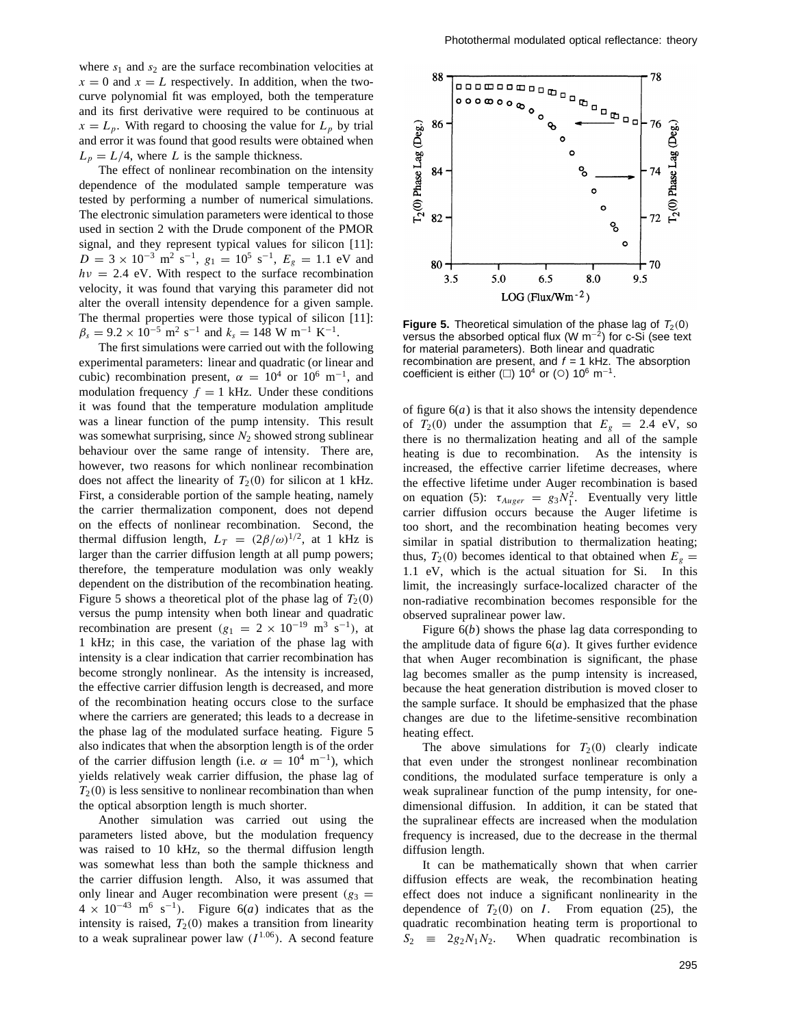where $s_1$ and $s_2$ are the surface recombination velocities at $x = 0$ and $x = L$ respectively. In addition, when the two-curve polynomial fit was employed, both the temperature and its first derivative were required to be continuous at $x = L_p$. With regard to choosing the value for $L_p$ by trial and error it was found that good results were obtained when $L_p = L/4$, where $L$ is the sample thickness.

The effect of nonlinear recombination on the intensity dependence of the modulated sample temperature was tested by performing a number of numerical simulations. The electronic simulation parameters were identical to those used in section 2 with the Drude component of the PMOR signal, and they represent typical values for silicon [11]: $D = 3 \times 10^{-3}$ m$^2$ s$^{-1}$, $g_1 = 10^5$ s$^{-1}$, $E_g = 1.1$ eV and $h\nu = 2.4$ eV. With respect to the surface recombination velocity, it was found that varying this parameter did not alter the overall intensity dependence for a given sample. The thermal properties were those typical of silicon [11]: $\beta_s = 9.2 \times 10^{-5}$ m$^2$ s$^{-1}$ and $k_s = 148$ W m$^{-1}$ K$^{-1}$.

The first simulations were carried out with the following experimental parameters: linear and quadratic (or linear and cubic) recombination present, $\alpha = 10^4$ or $10^6$ m$^{-1}$, and modulation frequency $f = 1$ kHz. Under these conditions it was found that the temperature modulation amplitude was a linear function of the pump intensity. This result was somewhat surprising, since $N_2$ showed strong sublinear behaviour over the same range of intensity. There are, however, two reasons for which nonlinear recombination does not affect the linearity of $T_2(0)$ for silicon at 1 kHz. First, a considerable portion of the sample heating, namely the carrier thermalization component, does not depend on the effects of nonlinear recombination. Second, the thermal diffusion length, $L_T = (2\beta/\omega)^{1/2}$, at 1 kHz is larger than the carrier diffusion length at all pump powers; therefore, the temperature modulation was only weakly dependent on the distribution of the recombination heating. Figure 5 shows a theoretical plot of the phase lag of $T_2(0)$ versus the pump intensity when both linear and quadratic recombination are present ($g_1 = 2 \times 10^{-19}$ m$^3$ s$^{-1}$), at 1 kHz; in this case, the variation of the phase lag with intensity is a clear indication that carrier recombination has become strongly nonlinear. As the intensity is increased, the effective carrier diffusion length is decreased, and more of the recombination heating occurs close to the surface where the carriers are generated; this leads to a decrease in the phase lag of the modulated surface heating. Figure 5 also indicates that when the absorption length is of the order of the carrier diffusion length (i.e. $\alpha = 10^4$ m$^{-1}$), which yields relatively weak carrier diffusion, the phase lag of $T_2(0)$ is less sensitive to nonlinear recombination than when the optical absorption length is much shorter.

Another simulation was carried out using the parameters listed above, but the modulation frequency was raised to 10 kHz, so the thermal diffusion length was somewhat less than both the sample thickness and the carrier diffusion length. Also, it was assumed that only linear and Auger recombination were present ($g_3 = 4 \times 10^{-43}$ m$^6$ s$^{-1}$). Figure 6(*a*) indicates that as the intensity is raised, $T_2(0)$ makes a transition from linearity to a weak supralinear power law ($I^{1.06}$). A second feature

**Figure 5.** Theoretical simulation of the phase lag of $T_2(0)$ versus the absorbed optical flux (W m$^{-2}$) for c-Si (see text for material parameters). Both linear and quadratic recombination are present, and $f = 1$ kHz. The absorption coefficient is either (□) $10^4$ or (○) $10^6$ m$^{-1}$.

of figure 6(*a*) is that it also shows the intensity dependence of $T_2(0)$ under the assumption that $E_g = 2.4$ eV, so there is no thermalization heating and all of the sample heating is due to recombination. As the intensity is increased, the effective carrier lifetime decreases, where the effective lifetime under Auger recombination is based on equation (5): $\tau_{Auger} = g_3 N_1^2$. Eventually very little carrier diffusion occurs because the Auger lifetime is too short, and the recombination heating becomes very similar in spatial distribution to thermalization heating; thus, $T_2(0)$ becomes identical to that obtained when $E_g = 1.1$ eV, which is the actual situation for Si. In this limit, the increasingly surface-localized character of the non-radiative recombination becomes responsible for the observed supralinear power law.

Figure 6(*b*) shows the phase lag data corresponding to the amplitude data of figure 6(*a*). It gives further evidence that when Auger recombination is significant, the phase lag becomes smaller as the pump intensity is increased, because the heat generation distribution is moved closer to the sample surface. It should be emphasized that the phase changes are due to the lifetime-sensitive recombination heating effect.

The above simulations for $T_2(0)$ clearly indicate that even under the strongest nonlinear recombination conditions, the modulated surface temperature is only a weak supralinear function of the pump intensity, for one-dimensional diffusion. In addition, it can be stated that the supralinear effects are increased when the modulation frequency is increased, due to the decrease in the thermal diffusion length.

It can be mathematically shown that when carrier diffusion effects are weak, the recombination heating effect does not induce a significant nonlinearity in the dependence of $T_2(0)$ on $I$. From equation (25), the quadratic recombination heating term is proportional to $S_2 \equiv 2g_2 N_1 N_2$. When quadratic recombination is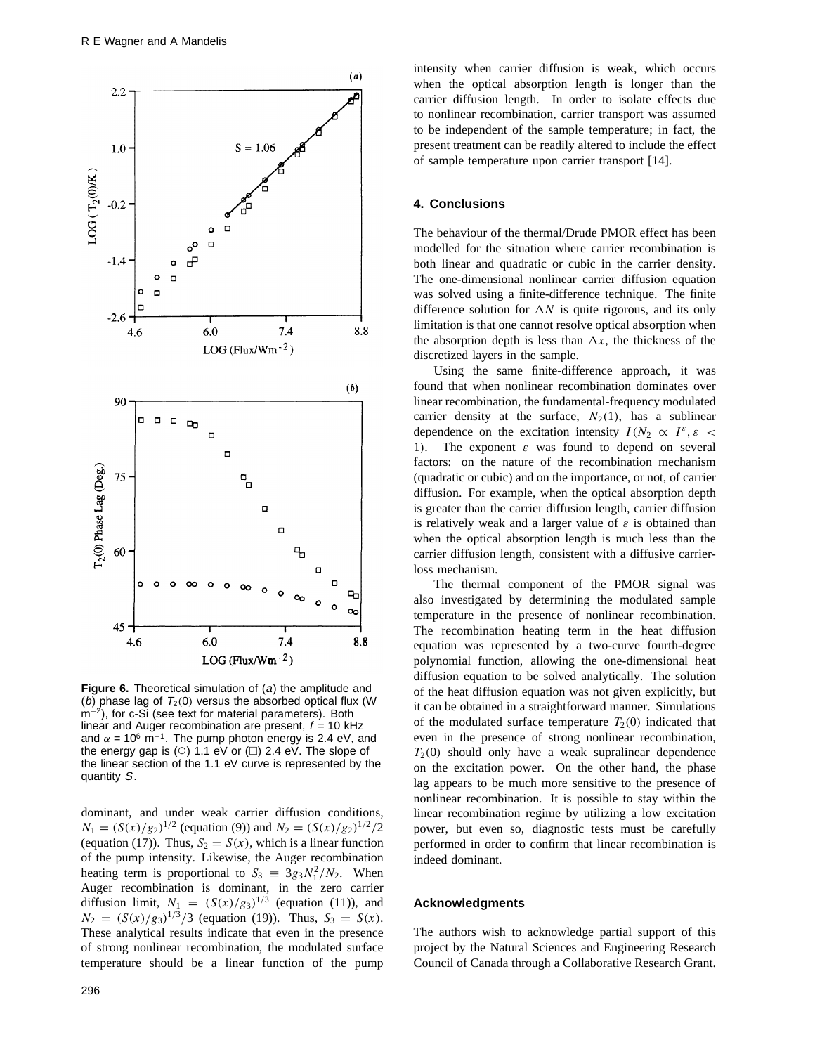**Figure 6.** Theoretical simulation of (*a*) the amplitude and (*b*) phase lag of $T_2(0)$ versus the absorbed optical flux (W m$^{-2}$), for c-Si (see text for material parameters). Both linear and Auger recombination are present, $f$ = 10 kHz and $\alpha = 10^6$ m$^{-1}$. The pump photon energy is 2.4 eV, and the energy gap is (○) 1.1 eV or (□) 2.4 eV. The slope of the linear section of the 1.1 eV curve is represented by the quantity $S$.

dominant, and under weak carrier diffusion conditions, $N_1 = (S(x)/g_2)^{1/2}$ (equation (9)) and $N_2 = (S(x)/g_2)^{1/2}/2$ (equation (17)). Thus, $S_2 = S(x)$, which is a linear function of the pump intensity. Likewise, the Auger recombination heating term is proportional to $S_3 \equiv 3g_3N_1^2/N_2$. When Auger recombination is dominant, in the zero carrier diffusion limit, $N_1 = (S(x)/g_3)^{1/3}$ (equation (11)), and $N_2 = (S(x)/g_3)^{1/3}/3$ (equation (19)). Thus, $S_3 = S(x)$. These analytical results indicate that even in the presence of strong nonlinear recombination, the modulated surface temperature should be a linear function of the pump intensity when carrier diffusion is weak, which occurs when the optical absorption length is longer than the carrier diffusion length. In order to isolate effects due to nonlinear recombination, carrier transport was assumed to be independent of the sample temperature; in fact, the present treatment can be readily altered to include the effect of sample temperature upon carrier transport [14].

## 4. Conclusions

The behaviour of the thermal/Drude PMOR effect has been modelled for the situation where carrier recombination is both linear and quadratic or cubic in the carrier density. The one-dimensional nonlinear carrier diffusion equation was solved using a finite-difference technique. The finite difference solution for $\Delta N$ is quite rigorous, and its only limitation is that one cannot resolve optical absorption when the absorption depth is less than $\Delta x$, the thickness of the discretized layers in the sample.

Using the same finite-difference approach, it was found that when nonlinear recombination dominates over linear recombination, the fundamental-frequency modulated carrier density at the surface, $N_2(1)$, has a sublinear dependence on the excitation intensity $I$ ($N_2 \propto I^{\varepsilon}, \varepsilon < 1$). The exponent $\varepsilon$ was found to depend on several factors: on the nature of the recombination mechanism (quadratic or cubic) and on the importance, or not, of carrier diffusion. For example, when the optical absorption depth is greater than the carrier diffusion length, carrier diffusion is relatively weak and a larger value of $\varepsilon$ is obtained than when the optical absorption length is much less than the carrier diffusion length, consistent with a diffusive carrier-loss mechanism.

The thermal component of the PMOR signal was also investigated by determining the modulated sample temperature in the presence of nonlinear recombination. The recombination heating term in the heat diffusion equation was represented by a two-curve fourth-degree polynomial function, allowing the one-dimensional heat diffusion equation to be solved analytically. The solution of the heat diffusion equation was not given explicitly, but it can be obtained in a straightforward manner. Simulations of the modulated surface temperature $T_2(0)$ indicated that even in the presence of strong nonlinear recombination, $T_2(0)$ should only have a weak supralinear dependence on the excitation power. On the other hand, the phase lag appears to be much more sensitive to the presence of nonlinear recombination. It is possible to stay within the linear recombination regime by utilizing a low excitation power, but even so, diagnostic tests must be carefully performed in order to confirm that linear recombination is indeed dominant.

## Acknowledgments

The authors wish to acknowledge partial support of this project by the Natural Sciences and Engineering Research Council of Canada through a Collaborative Research Grant.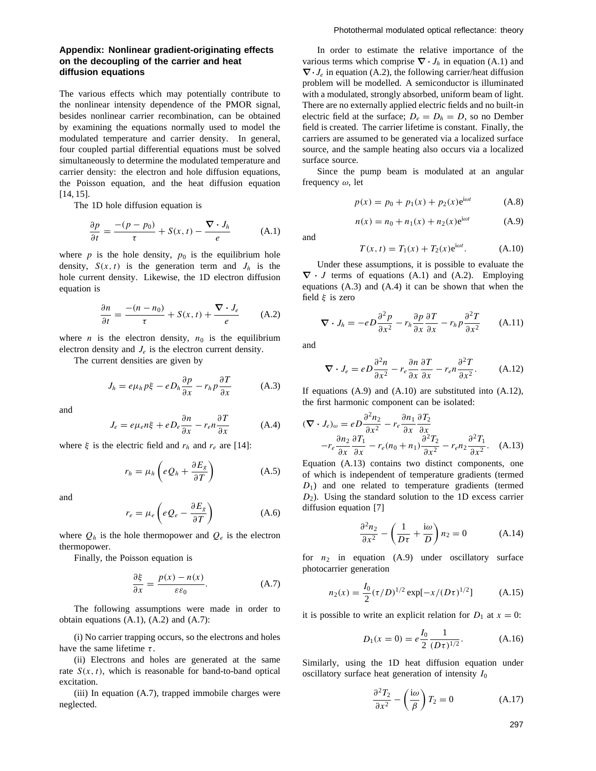## Appendix: Nonlinear gradient-originating effects on the decoupling of the carrier and heat diffusion equations

The various effects which may potentially contribute to the nonlinear intensity dependence of the PMOR signal, besides nonlinear carrier recombination, can be obtained by examining the equations normally used to model the modulated temperature and carrier density. In general, four coupled partial differential equations must be solved simultaneously to determine the modulated temperature and carrier density: the electron and hole diffusion equations, the Poisson equation, and the heat diffusion equation [14, 15].

The 1D hole diffusion equation is

$$\frac{\partial p}{\partial t} = \frac{-(p - p_0)}{\tau} + S(x, t) - \frac{\nabla \cdot J_h}{e} \tag{A.1}$$

where $p$ is the hole density, $p_0$ is the equilibrium hole density, $S(x, t)$ is the generation term and $J_h$ is the hole current density. Likewise, the 1D electron diffusion equation is

$$\frac{\partial n}{\partial t} = \frac{-(n - n_0)}{\tau} + S(x, t) + \frac{\nabla \cdot J_e}{e} \tag{A.2}$$

where $n$ is the electron density, $n_0$ is the equilibrium electron density and $J_e$ is the electron current density.

The current densities are given by

$$J_h = e\mu_h p\xi - eD_h \frac{\partial p}{\partial x} - r_h p \frac{\partial T}{\partial x} \tag{A.3}$$

and

$$J_e = e\mu_e n\xi + eD_e \frac{\partial n}{\partial x} - r_e n \frac{\partial T}{\partial x} \tag{A.4}$$

where $\xi$ is the electric field and $r_h$ and $r_e$ are [14]:

$$r_h = \mu_h \left( eQ_h + \frac{\partial E_g}{\partial T} \right) \tag{A.5}$$

and

$$r_e = \mu_e \left( eQ_e - \frac{\partial E_g}{\partial T} \right) \tag{A.6}$$

where $Q_h$ is the hole thermopower and $Q_e$ is the electron thermopower.

Finally, the Poisson equation is

$$\frac{\partial \xi}{\partial x} = \frac{p(x) - n(x)}{\varepsilon\varepsilon_0}. \tag{A.7}$$

The following assumptions were made in order to obtain equations (A.1), (A.2) and (A.7):

(i) No carrier trapping occurs, so the electrons and holes have the same lifetime $\tau$.

(ii) Electrons and holes are generated at the same rate $S(x, t)$, which is reasonable for band-to-band optical excitation.

(iii) In equation (A.7), trapped immobile charges were neglected.

In order to estimate the relative importance of the various terms which comprise $\nabla \cdot J_h$ in equation (A.1) and $\nabla \cdot J_e$ in equation (A.2), the following carrier/heat diffusion problem will be modelled. A semiconductor is illuminated with a modulated, strongly absorbed, uniform beam of light. There are no externally applied electric fields and no built-in electric field at the surface; $D_e = D_h = D$, so no Dember field is created. The carrier lifetime is constant. Finally, the carriers are assumed to be generated via a localized surface source, and the sample heating also occurs via a localized surface source.

Since the pump beam is modulated at an angular frequency $\omega$, let

$$p(x) = p_0 + p_1(x) + p_2(x)e^{i\omega t} \tag{A.8}$$

$$n(x) = n_0 + n_1(x) + n_2(x)e^{i\omega t} \tag{A.9}$$

and

$$T(x, t) = T_1(x) + T_2(x)e^{i\omega t}. \tag{A.10}$$

Under these assumptions, it is possible to evaluate the $\nabla \cdot J$ terms of equations (A.1) and (A.2). Employing equations (A.3) and (A.4) it can be shown that when the field $\xi$ is zero

$$\nabla \cdot J_h = -eD\frac{\partial^2 p}{\partial x^2} - r_h \frac{\partial p}{\partial x}\frac{\partial T}{\partial x} - r_h p \frac{\partial^2 T}{\partial x^2} \tag{A.11}$$

and

$$\nabla \cdot J_e = eD\frac{\partial^2 n}{\partial x^2} - r_e \frac{\partial n}{\partial x}\frac{\partial T}{\partial x} - r_e n \frac{\partial^2 T}{\partial x^2}. \tag{A.12}$$

If equations (A.9) and (A.10) are substituted into (A.12), the first harmonic component can be isolated:

$$(\nabla \cdot J_e)_\omega = eD\frac{\partial^2 n_2}{\partial x^2} - r_e \frac{\partial n_1}{\partial x}\frac{\partial T_2}{\partial x} - r_e \frac{\partial n_2}{\partial x}\frac{\partial T_1}{\partial x} - r_e(n_0 + n_1)\frac{\partial^2 T_2}{\partial x^2} - r_e n_2 \frac{\partial^2 T_1}{\partial x^2}. \tag{A.13}$$

Equation (A.13) contains two distinct components, one of which is independent of temperature gradients (termed $D_1$) and one related to temperature gradients (termed $D_2$). Using the standard solution to the 1D excess carrier diffusion equation [7]

$$\frac{\partial^2 n_2}{\partial x^2} - \left(\frac{1}{D\tau} + \frac{i\omega}{D}\right) n_2 = 0 \tag{A.14}$$

for $n_2$ in equation (A.9) under oscillatory surface photocarrier generation

$$n_2(x) = \frac{I_0}{2}(\tau/D)^{1/2} \exp[-x/(D\tau)^{1/2}] \tag{A.15}$$

it is possible to write an explicit relation for $D_1$ at $x = 0$:

$$D_1(x = 0) = e\frac{I_0}{2}\frac{1}{(D\tau)^{1/2}}. \tag{A.16}$$

Similarly, using the 1D heat diffusion equation under oscillatory surface heat generation of intensity $I_0$

$$\frac{\partial^2 T_2}{\partial x^2} - \left(\frac{i\omega}{\beta}\right) T_2 = 0 \tag{A.17}$$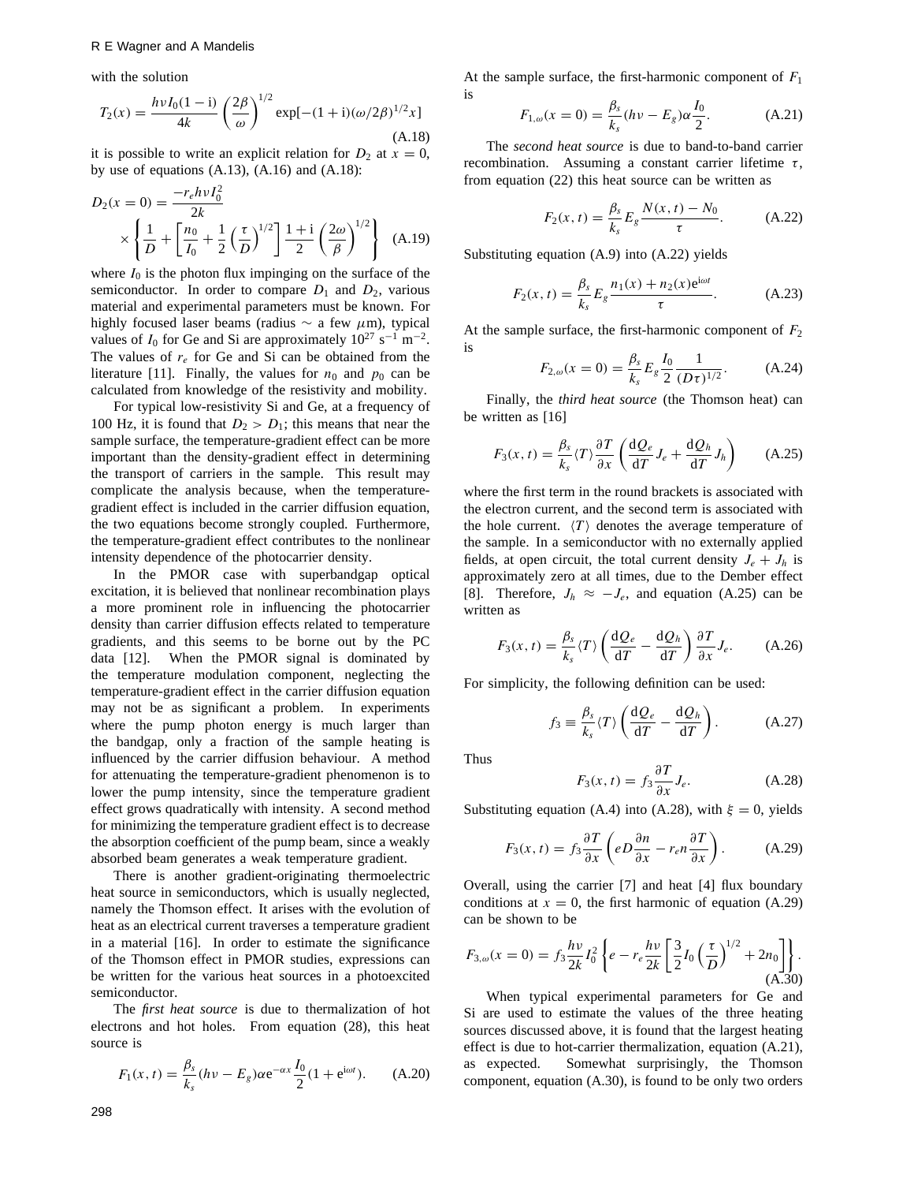with the solution

$$T_2(x) = \frac{h\nu I_0(1-\mathrm{i})}{4k}\left(\frac{2\beta}{\omega}\right)^{1/2}\exp[-(1+\mathrm{i})(\omega/2\beta)^{1/2}x] \tag{A.18}$$

it is possible to write an explicit relation for $D_2$ at $x = 0$, by use of equations (A.13), (A.16) and (A.18):

$$D_2(x=0) = \frac{-r_e h\nu I_0^2}{2k} \times \left\{\frac{1}{D} + \left[\frac{n_0}{I_0} + \frac{1}{2}\left(\frac{\tau}{D}\right)^{1/2}\right]\frac{1+\mathrm{i}}{2}\left(\frac{2\omega}{\beta}\right)^{1/2}\right\} \tag{A.19}$$

where $I_0$ is the photon flux impinging on the surface of the semiconductor. In order to compare $D_1$ and $D_2$, various material and experimental parameters must be known. For highly focused laser beams (radius $\sim$ a few $\mu$m), typical values of $I_0$ for Ge and Si are approximately $10^{27}$ s$^{-1}$ m$^{-2}$. The values of $r_e$ for Ge and Si can be obtained from the literature [11]. Finally, the values for $n_0$ and $p_0$ can be calculated from knowledge of the resistivity and mobility.

For typical low-resistivity Si and Ge, at a frequency of 100 Hz, it is found that $D_2 > D_1$; this means that near the sample surface, the temperature-gradient effect can be more important than the density-gradient effect in determining the transport of carriers in the sample. This result may complicate the analysis because, when the temperature-gradient effect is included in the carrier diffusion equation, the two equations become strongly coupled. Furthermore, the temperature-gradient effect contributes to the nonlinear intensity dependence of the photocarrier density.

In the PMOR case with superbandgap optical excitation, it is believed that nonlinear recombination plays a more prominent role in influencing the photocarrier density than carrier diffusion effects related to temperature gradients, and this seems to be borne out by the PC data [12]. When the PMOR signal is dominated by the temperature modulation component, neglecting the temperature-gradient effect in the carrier diffusion equation may not be as significant a problem. In experiments where the pump photon energy is much larger than the bandgap, only a fraction of the sample heating is influenced by the carrier diffusion behaviour. A method for attenuating the temperature-gradient phenomenon is to lower the pump intensity, since the temperature gradient effect grows quadratically with intensity. A second method for minimizing the temperature gradient effect is to decrease the absorption coefficient of the pump beam, since a weakly absorbed beam generates a weak temperature gradient.

There is another gradient-originating thermoelectric heat source in semiconductors, which is usually neglected, namely the Thomson effect. It arises with the evolution of heat as an electrical current traverses a temperature gradient in a material [16]. In order to estimate the significance of the Thomson effect in PMOR studies, expressions can be written for the various heat sources in a photoexcited semiconductor.

The *first heat source* is due to thermalization of hot electrons and hot holes. From equation (28), this heat source is

$$F_1(x,t) = \frac{\beta_s}{k_s}(h\nu - E_g)\alpha \mathrm{e}^{-\alpha x}\frac{I_0}{2}(1+\mathrm{e}^{\mathrm{i}\omega t}). \tag{A.20}$$

At the sample surface, the first-harmonic component of $F_1$ is

$$F_{1,\omega}(x=0) = \frac{\beta_s}{k_s}(h\nu - E_g)\alpha\frac{I_0}{2}. \tag{A.21}$$

The *second heat source* is due to band-to-band carrier recombination. Assuming a constant carrier lifetime $\tau$, from equation (22) this heat source can be written as

$$F_2(x,t) = \frac{\beta_s}{k_s}E_g\frac{N(x,t)-N_0}{\tau}. \tag{A.22}$$

Substituting equation (A.9) into (A.22) yields

$$F_2(x,t) = \frac{\beta_s}{k_s}E_g\frac{n_1(x)+n_2(x)\mathrm{e}^{\mathrm{i}\omega t}}{\tau}. \tag{A.23}$$

At the sample surface, the first-harmonic component of $F_2$ is

$$F_{2,\omega}(x=0) = \frac{\beta_s}{k_s}E_g\frac{I_0}{2}\frac{1}{(D\tau)^{1/2}}. \tag{A.24}$$

Finally, the *third heat source* (the Thomson heat) can be written as [16]

$$F_3(x,t) = \frac{\beta_s}{k_s}\langle T\rangle\frac{\partial T}{\partial x}\left(\frac{\mathrm{d}Q_e}{\mathrm{d}T}J_e + \frac{\mathrm{d}Q_h}{\mathrm{d}T}J_h\right) \tag{A.25}$$

where the first term in the round brackets is associated with the electron current, and the second term is associated with the hole current. $\langle T\rangle$ denotes the average temperature of the sample. In a semiconductor with no externally applied fields, at open circuit, the total current density $J_e + J_h$ is approximately zero at all times, due to the Dember effect [8]. Therefore, $J_h \approx -J_e$, and equation (A.25) can be written as

$$F_3(x,t) = \frac{\beta_s}{k_s}\langle T\rangle\left(\frac{\mathrm{d}Q_e}{\mathrm{d}T} - \frac{\mathrm{d}Q_h}{\mathrm{d}T}\right)\frac{\partial T}{\partial x}J_e. \tag{A.26}$$

For simplicity, the following definition can be used:

$$f_3 \equiv \frac{\beta_s}{k_s}\langle T\rangle\left(\frac{\mathrm{d}Q_e}{\mathrm{d}T} - \frac{\mathrm{d}Q_h}{\mathrm{d}T}\right). \tag{A.27}$$

Thus

$$F_3(x,t) = f_3\frac{\partial T}{\partial x}J_e. \tag{A.28}$$

Substituting equation (A.4) into (A.28), with $\xi = 0$, yields

$$F_3(x,t) = f_3\frac{\partial T}{\partial x}\left(eD\frac{\partial n}{\partial x} - r_e n\frac{\partial T}{\partial x}\right). \tag{A.29}$$

Overall, using the carrier [7] and heat [4] flux boundary conditions at $x = 0$, the first harmonic of equation (A.29) can be shown to be

$$F_{3,\omega}(x=0) = f_3\frac{h\nu}{2k}I_0^2\left\{e - r_e\frac{h\nu}{2k}\left[\frac{3}{2}I_0\left(\frac{\tau}{D}\right)^{1/2} + 2n_0\right]\right\}. \tag{A.30}$$

When typical experimental parameters for Ge and Si are used to estimate the values of the three heating sources discussed above, it is found that the largest heating effect is due to hot-carrier thermalization, equation (A.21), as expected. Somewhat surprisingly, the Thomson component, equation (A.30), is found to be only two orders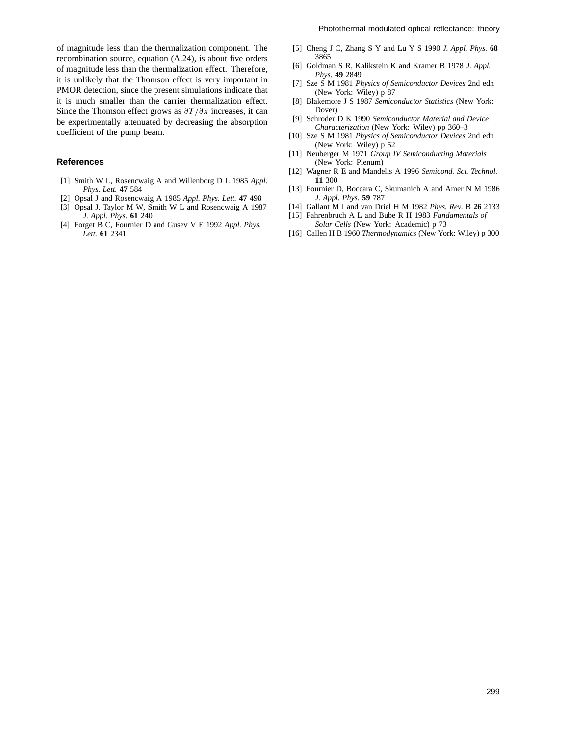of magnitude less than the thermalization component. The recombination source, equation (A.24), is about five orders of magnitude less than the thermalization effect. Therefore, it is unlikely that the Thomson effect is very important in PMOR detection, since the present simulations indicate that it is much smaller than the carrier thermalization effect. Since the Thomson effect grows as $\partial T/\partial x$ increases, it can be experimentally attenuated by decreasing the absorption coefficient of the pump beam.

## References

[1] Smith W L, Rosencwaig A and Willenborg D L 1985 *Appl. Phys. Lett.* **47** 584

[2] Opsal J and Rosencwaig A 1985 *Appl. Phys. Lett.* **47** 498

[3] Opsal J, Taylor M W, Smith W L and Rosencwaig A 1987 *J. Appl. Phys.* **61** 240

[4] Forget B C, Fournier D and Gusev V E 1992 *Appl. Phys. Lett.* **61** 2341

[5] Cheng J C, Zhang S Y and Lu Y S 1990 *J. Appl. Phys.* **68** 3865

[6] Goldman S R, Kalikstein K and Kramer B 1978 *J. Appl. Phys.* **49** 2849

[7] Sze S M 1981 *Physics of Semiconductor Devices* 2nd edn (New York: Wiley) p 87

[8] Blakemore J S 1987 *Semiconductor Statistics* (New York: Dover)

[9] Schroder D K 1990 *Semiconductor Material and Device Characterization* (New York: Wiley) pp 360–3

[10] Sze S M 1981 *Physics of Semiconductor Devices* 2nd edn (New York: Wiley) p 52

[11] Neuberger M 1971 *Group IV Semiconducting Materials* (New York: Plenum)

[12] Wagner R E and Mandelis A 1996 *Semicond. Sci. Technol.* **11** 300

[13] Fournier D, Boccara C, Skumanich A and Amer N M 1986 *J. Appl. Phys.* **59** 787

[14] Gallant M I and van Driel H M 1982 *Phys. Rev.* B **26** 2133

[15] Fahrenbruch A L and Bube R H 1983 *Fundamentals of Solar Cells* (New York: Academic) p 73

[16] Callen H B 1960 *Thermodynamics* (New York: Wiley) p 300